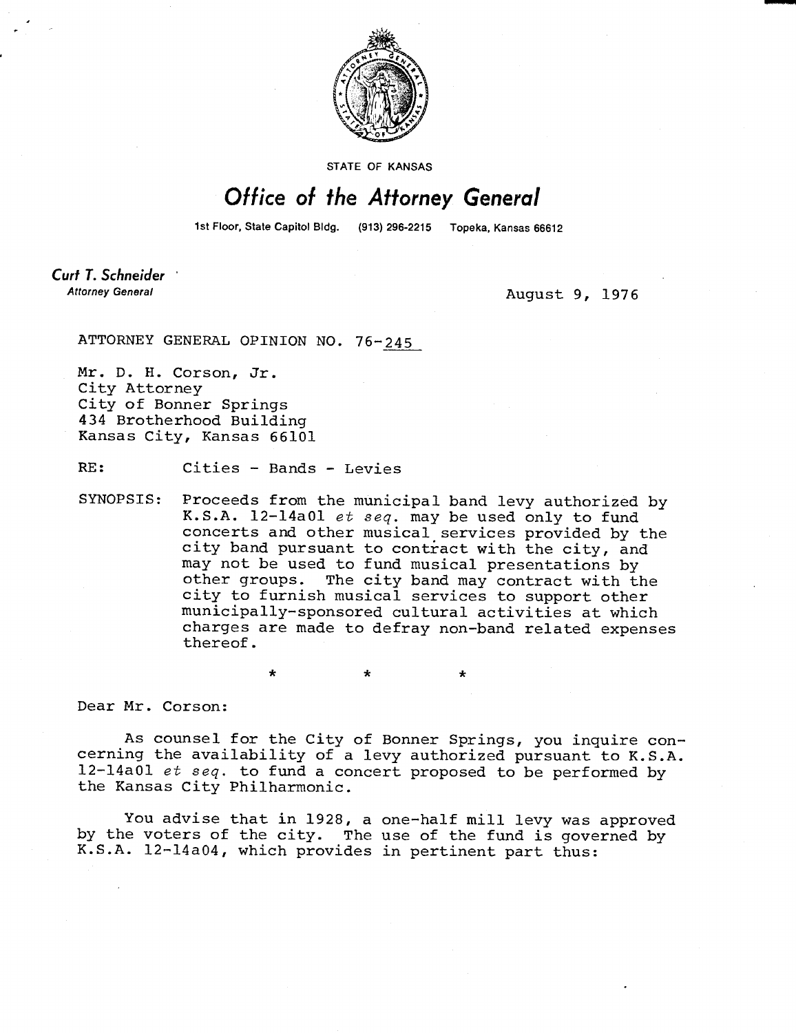STATE OF KANSAS

# Office of the Attorney General

1st Floor, State Capitol Bldg. (913) 296-2215 Topeka, Kansas 66612

**Curt T. Schneider**
*Attorney General*

August 9, 1976

ATTORNEY GENERAL OPINION NO. 76-245

Mr. D. H. Corson, Jr.
City Attorney
City of Bonner Springs
434 Brotherhood Building
Kansas City, Kansas 66101

RE: Cities - Bands - Levies

SYNOPSIS: Proceeds from the municipal band levy authorized by K.S.A. 12-14a01 *et seq.* may be used only to fund concerts and other musical services provided by the city band pursuant to contract with the city, and may not be used to fund musical presentations by other groups. The city band may contract with the city to furnish musical services to support other municipally-sponsored cultural activities at which charges are made to defray non-band related expenses thereof.

\* \* \*

Dear Mr. Corson:

As counsel for the City of Bonner Springs, you inquire concerning the availability of a levy authorized pursuant to K.S.A. 12-14a01 *et seq.* to fund a concert proposed to be performed by the Kansas City Philharmonic.

You advise that in 1928, a one-half mill levy was approved by the voters of the city. The use of the fund is governed by K.S.A. 12-14a04, which provides in pertinent part thus: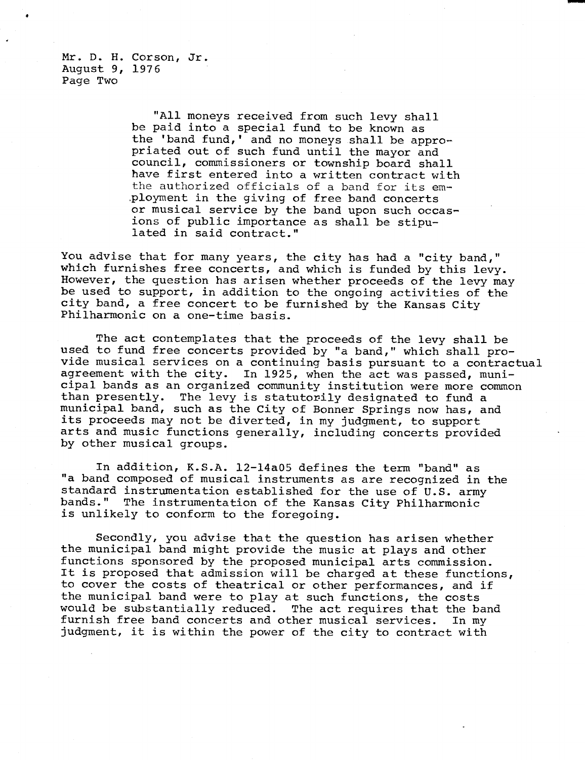Mr. D. H. Corson, Jr.
August 9, 1976
Page Two

> "All moneys received from such levy shall be paid into a special fund to be known as the 'band fund,' and no moneys shall be appropriated out of such fund until the mayor and council, commissioners or township board shall have first entered into a written contract with the authorized officials of a band for its employment in the giving of free band concerts or musical service by the band upon such occasions of public importance as shall be stipulated in said contract."

You advise that for many years, the city has had a "city band," which furnishes free concerts, and which is funded by this levy. However, the question has arisen whether proceeds of the levy may be used to support, in addition to the ongoing activities of the city band, a free concert to be furnished by the Kansas City Philharmonic on a one-time basis.

The act contemplates that the proceeds of the levy shall be used to fund free concerts provided by "a band," which shall provide musical services on a continuing basis pursuant to a contractual agreement with the city. In 1925, when the act was passed, municipal bands as an organized community institution were more common than presently. The levy is statutorily designated to fund a municipal band, such as the City of Bonner Springs now has, and its proceeds may not be diverted, in my judgment, to support arts and music functions generally, including concerts provided by other musical groups.

In addition, K.S.A. 12-14a05 defines the term "band" as "a band composed of musical instruments as are recognized in the standard instrumentation established for the use of U.S. army bands." The instrumentation of the Kansas City Philharmonic is unlikely to conform to the foregoing.

Secondly, you advise that the question has arisen whether the municipal band might provide the music at plays and other functions sponsored by the proposed municipal arts commission. It is proposed that admission will be charged at these functions, to cover the costs of theatrical or other performances, and if the municipal band were to play at such functions, the costs would be substantially reduced. The act requires that the band furnish free band concerts and other musical services. In my judgment, it is within the power of the city to contract with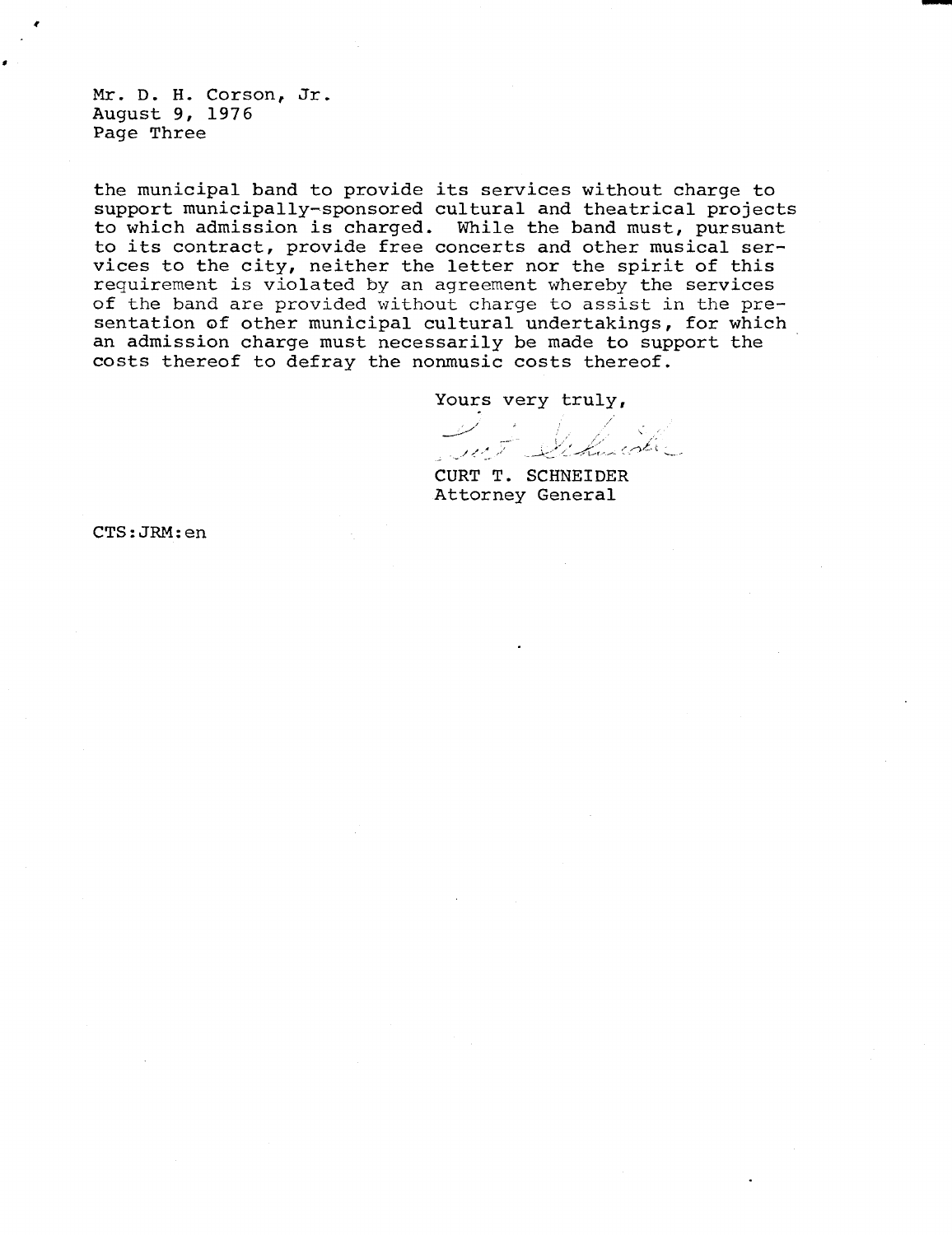Mr. D. H. Corson, Jr.
August 9, 1976
Page Three

the municipal band to provide its services without charge to support municipally-sponsored cultural and theatrical projects to which admission is charged. While the band must, pursuant to its contract, provide free concerts and other musical services to the city, neither the letter nor the spirit of this requirement is violated by an agreement whereby the services of the band are provided without charge to assist in the presentation of other municipal cultural undertakings, for which an admission charge must necessarily be made to support the costs thereof to defray the nonmusic costs thereof.

Yours very truly,

CURT T. SCHNEIDER
Attorney General

CTS:JRM:en